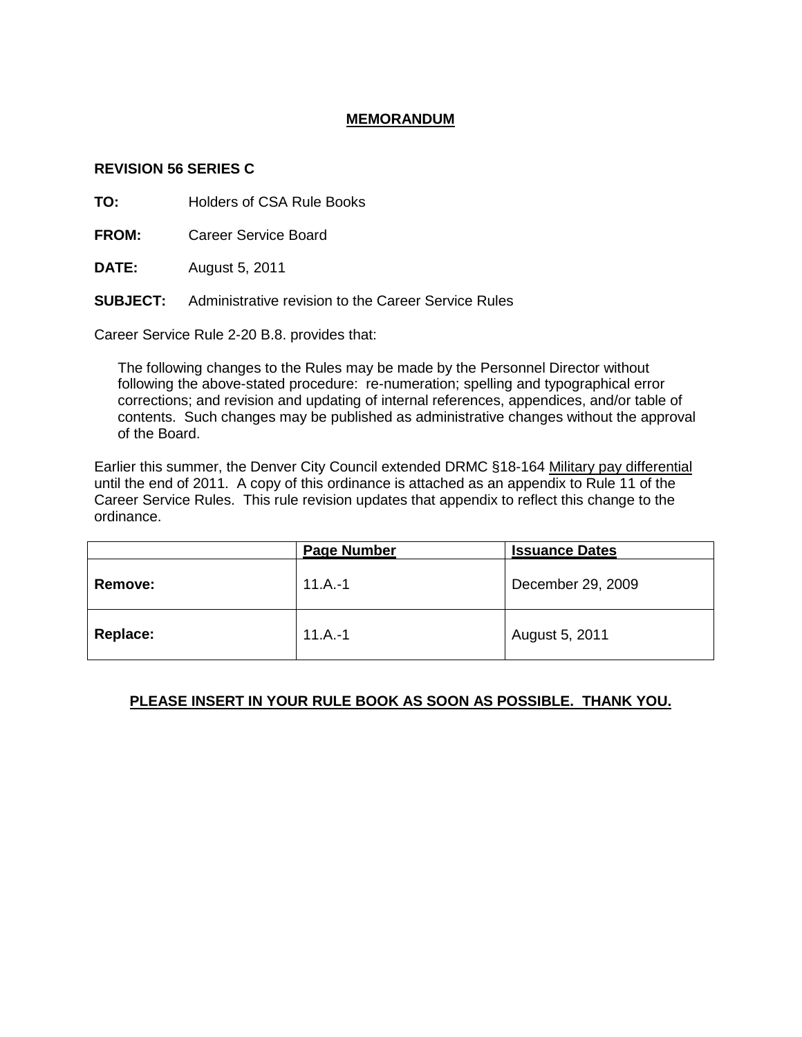# MEMORANDUM

**REVISION 56 SERIES C**

**TO:** Holders of CSA Rule Books

**FROM:** Career Service Board

**DATE:** August 5, 2011

**SUBJECT:** Administrative revision to the Career Service Rules

Career Service Rule 2-20 B.8. provides that:

> The following changes to the Rules may be made by the Personnel Director without following the above-stated procedure: re-numeration; spelling and typographical error corrections; and revision and updating of internal references, appendices, and/or table of contents. Such changes may be published as administrative changes without the approval of the Board.

Earlier this summer, the Denver City Council extended DRMC §18-164 Military pay differential until the end of 2011. A copy of this ordinance is attached as an appendix to Rule 11 of the Career Service Rules. This rule revision updates that appendix to reflect this change to the ordinance.

| | Page Number | Issuance Dates |
|---|---|---|
| **Remove:** | 11.A.-1 | December 29, 2009 |
| **Replace:** | 11.A.-1 | August 5, 2011 |

**PLEASE INSERT IN YOUR RULE BOOK AS SOON AS POSSIBLE. THANK YOU.**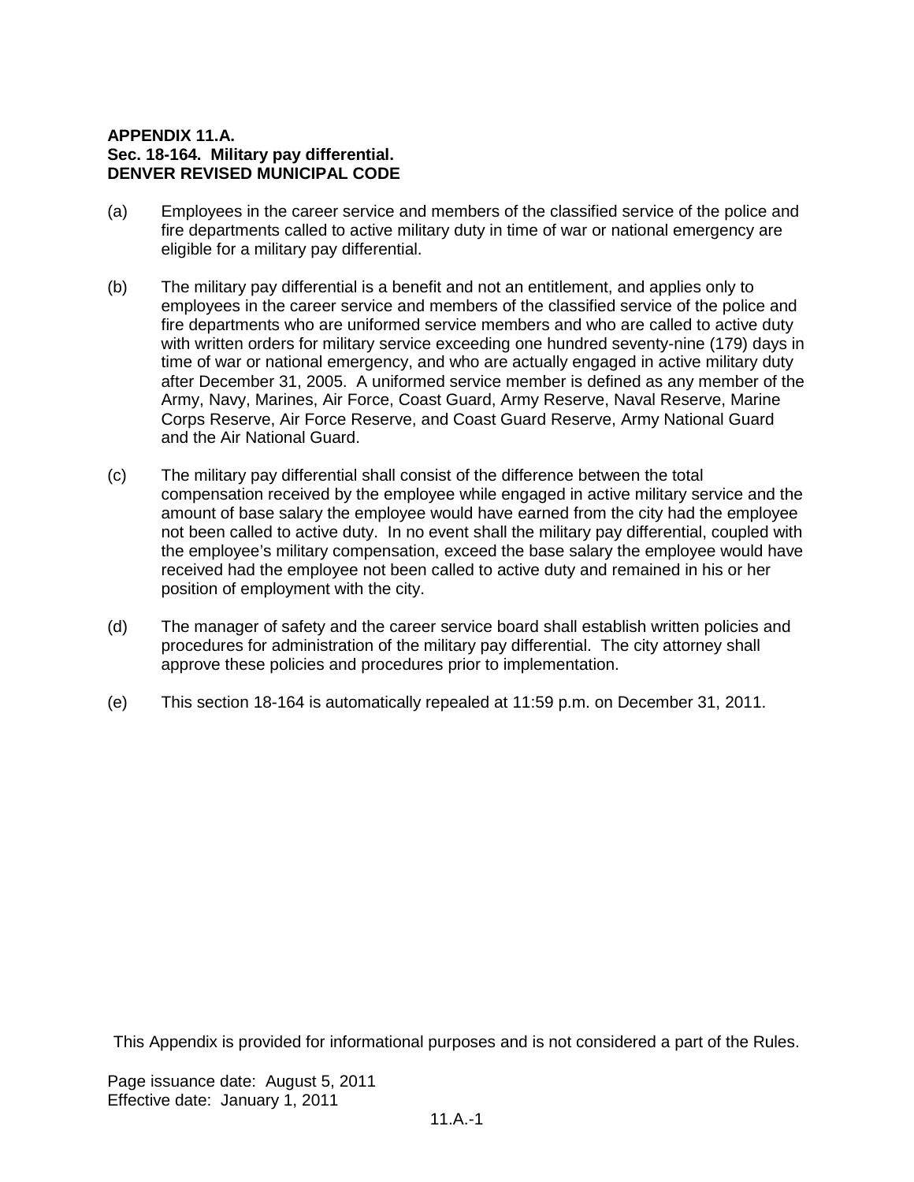**APPENDIX 11.A.**
**Sec. 18-164. Military pay differential.**
**DENVER REVISED MUNICIPAL CODE**

(a) Employees in the career service and members of the classified service of the police and fire departments called to active military duty in time of war or national emergency are eligible for a military pay differential.

(b) The military pay differential is a benefit and not an entitlement, and applies only to employees in the career service and members of the classified service of the police and fire departments who are uniformed service members and who are called to active duty with written orders for military service exceeding one hundred seventy-nine (179) days in time of war or national emergency, and who are actually engaged in active military duty after December 31, 2005. A uniformed service member is defined as any member of the Army, Navy, Marines, Air Force, Coast Guard, Army Reserve, Naval Reserve, Marine Corps Reserve, Air Force Reserve, and Coast Guard Reserve, Army National Guard and the Air National Guard.

(c) The military pay differential shall consist of the difference between the total compensation received by the employee while engaged in active military service and the amount of base salary the employee would have earned from the city had the employee not been called to active duty. In no event shall the military pay differential, coupled with the employee's military compensation, exceed the base salary the employee would have received had the employee not been called to active duty and remained in his or her position of employment with the city.

(d) The manager of safety and the career service board shall establish written policies and procedures for administration of the military pay differential. The city attorney shall approve these policies and procedures prior to implementation.

(e) This section 18-164 is automatically repealed at 11:59 p.m. on December 31, 2011.

This Appendix is provided for informational purposes and is not considered a part of the Rules.

Page issuance date: August 5, 2011
Effective date: January 1, 2011